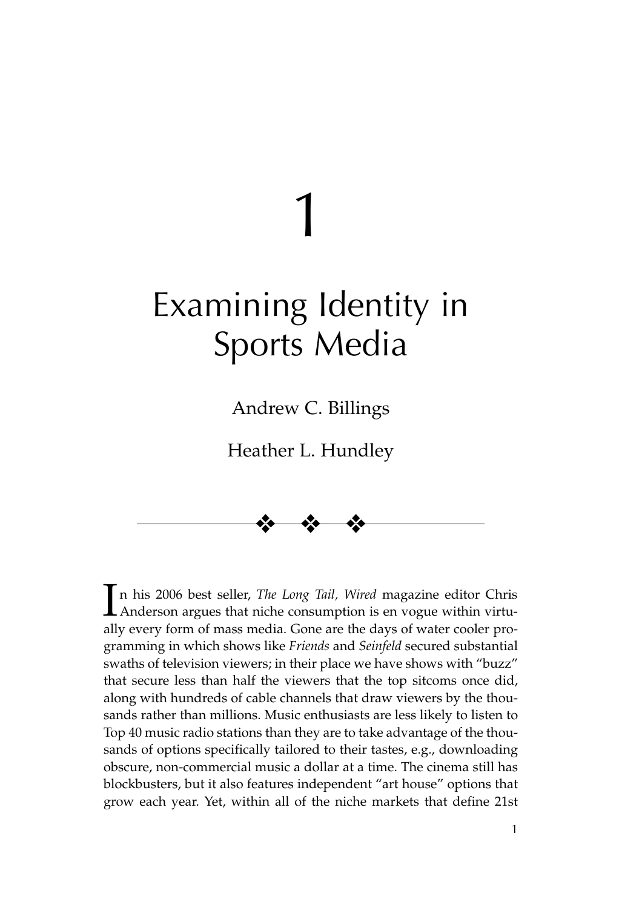# 1

# Examining Identity in Sports Media

Andrew C. Billings

Heather L. Hundley

❖ ❖ ❖

In his 2006 best seller, *The Long Tail, Wired* magazine editor Chris Anderson argues that niche consumption is en vogue within virtually every form of mass media. Gone are the days of water cooler programming in which shows like *Friends* and *Seinfeld* secured substantial swaths of television viewers; in their place we have shows with "buzz" that secure less than half the viewers that the top sitcoms once did, along with hundreds of cable channels that draw viewers by the thousands rather than millions. Music enthusiasts are less likely to listen to Top 40 music radio stations than they are to take advantage of the thousands of options specifically tailored to their tastes, e.g., downloading obscure, non-commercial music a dollar at a time. The cinema still has blockbusters, but it also features independent "art house" options that grow each year. Yet, within all of the niche markets that define 21st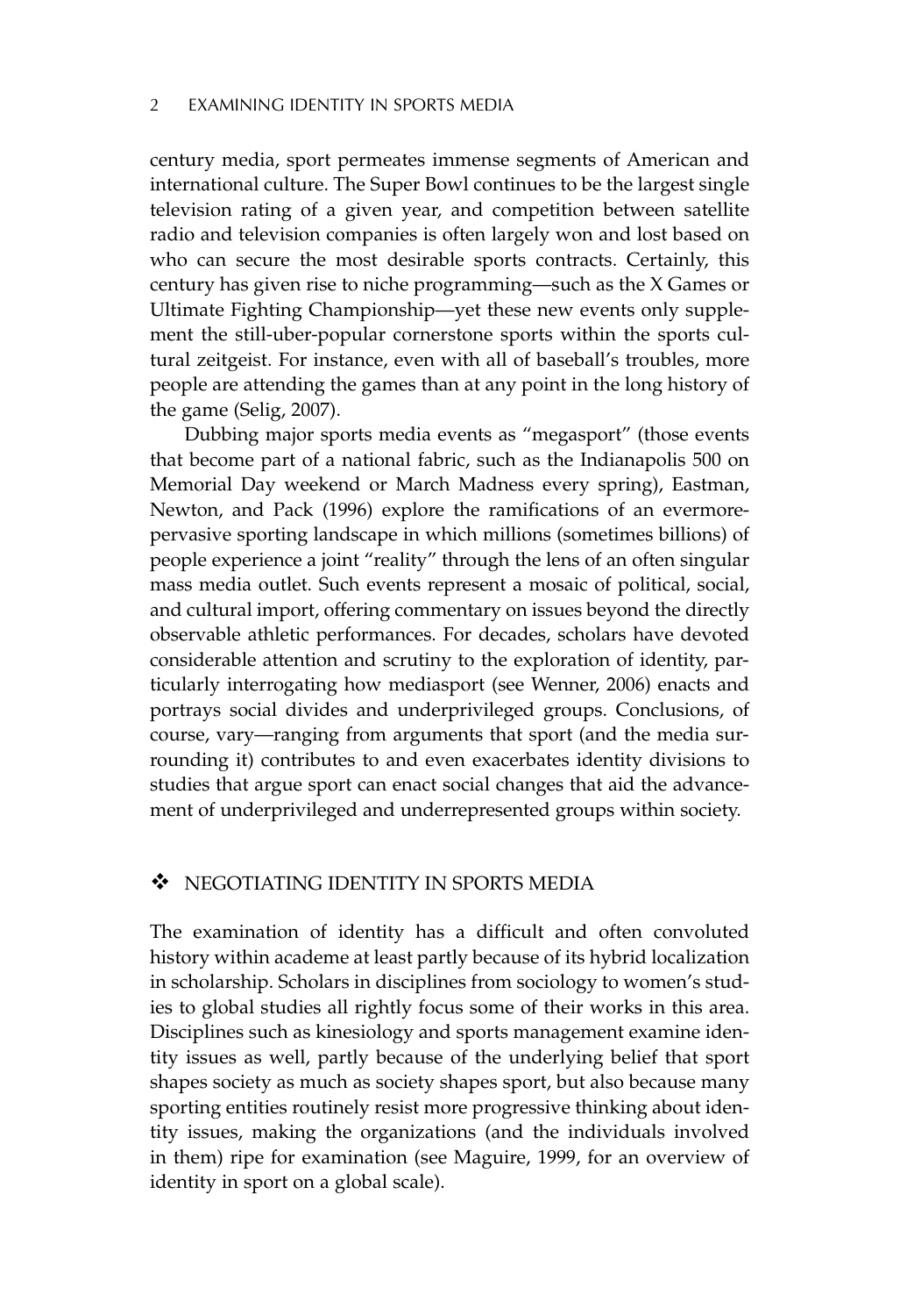century media, sport permeates immense segments of American and international culture. The Super Bowl continues to be the largest single television rating of a given year, and competition between satellite radio and television companies is often largely won and lost based on who can secure the most desirable sports contracts. Certainly, this century has given rise to niche programming—such as the X Games or Ultimate Fighting Championship—yet these new events only supplement the still-uber-popular cornerstone sports within the sports cultural zeitgeist. For instance, even with all of baseball's troubles, more people are attending the games than at any point in the long history of the game (Selig, 2007).

Dubbing major sports media events as "megasport" (those events that become part of a national fabric, such as the Indianapolis 500 on Memorial Day weekend or March Madness every spring), Eastman, Newton, and Pack (1996) explore the ramifications of an evermore-pervasive sporting landscape in which millions (sometimes billions) of people experience a joint "reality" through the lens of an often singular mass media outlet. Such events represent a mosaic of political, social, and cultural import, offering commentary on issues beyond the directly observable athletic performances. For decades, scholars have devoted considerable attention and scrutiny to the exploration of identity, particularly interrogating how mediasport (see Wenner, 2006) enacts and portrays social divides and underprivileged groups. Conclusions, of course, vary—ranging from arguments that sport (and the media surrounding it) contributes to and even exacerbates identity divisions to studies that argue sport can enact social changes that aid the advancement of underprivileged and underrepresented groups within society.

## ❖ NEGOTIATING IDENTITY IN SPORTS MEDIA

The examination of identity has a difficult and often convoluted history within academe at least partly because of its hybrid localization in scholarship. Scholars in disciplines from sociology to women's studies to global studies all rightly focus some of their works in this area. Disciplines such as kinesiology and sports management examine identity issues as well, partly because of the underlying belief that sport shapes society as much as society shapes sport, but also because many sporting entities routinely resist more progressive thinking about identity issues, making the organizations (and the individuals involved in them) ripe for examination (see Maguire, 1999, for an overview of identity in sport on a global scale).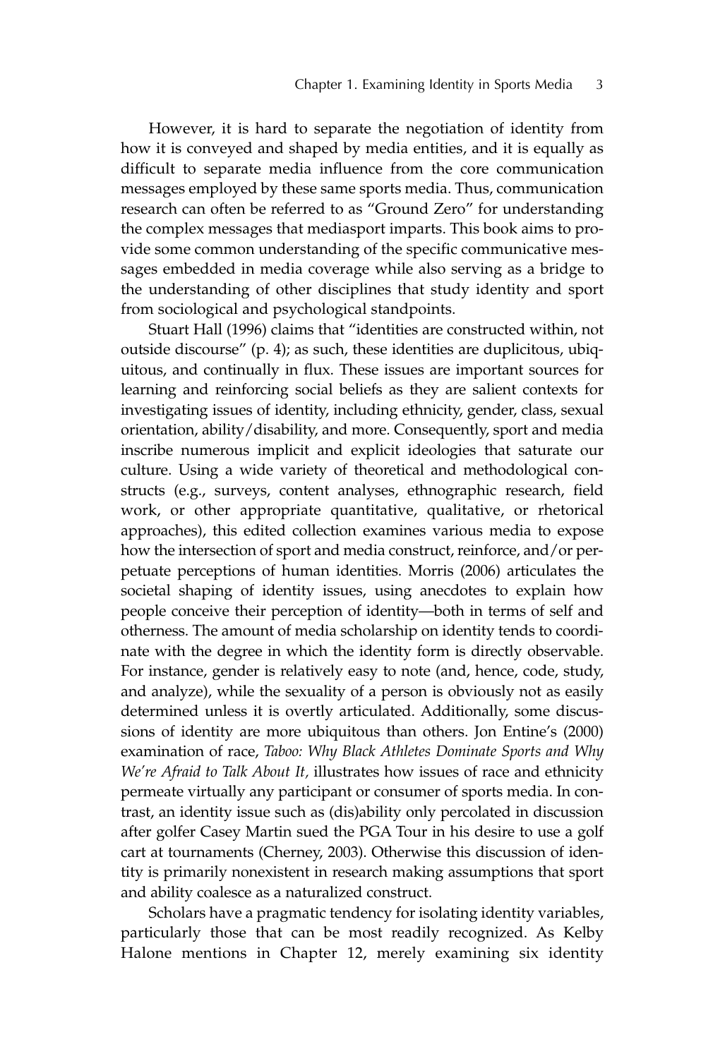However, it is hard to separate the negotiation of identity from how it is conveyed and shaped by media entities, and it is equally as difficult to separate media influence from the core communication messages employed by these same sports media. Thus, communication research can often be referred to as "Ground Zero" for understanding the complex messages that mediasport imparts. This book aims to provide some common understanding of the specific communicative messages embedded in media coverage while also serving as a bridge to the understanding of other disciplines that study identity and sport from sociological and psychological standpoints.

Stuart Hall (1996) claims that "identities are constructed within, not outside discourse" (p. 4); as such, these identities are duplicitous, ubiquitous, and continually in flux. These issues are important sources for learning and reinforcing social beliefs as they are salient contexts for investigating issues of identity, including ethnicity, gender, class, sexual orientation, ability/disability, and more. Consequently, sport and media inscribe numerous implicit and explicit ideologies that saturate our culture. Using a wide variety of theoretical and methodological constructs (e.g., surveys, content analyses, ethnographic research, field work, or other appropriate quantitative, qualitative, or rhetorical approaches), this edited collection examines various media to expose how the intersection of sport and media construct, reinforce, and/or perpetuate perceptions of human identities. Morris (2006) articulates the societal shaping of identity issues, using anecdotes to explain how people conceive their perception of identity—both in terms of self and otherness. The amount of media scholarship on identity tends to coordinate with the degree in which the identity form is directly observable. For instance, gender is relatively easy to note (and, hence, code, study, and analyze), while the sexuality of a person is obviously not as easily determined unless it is overtly articulated. Additionally, some discussions of identity are more ubiquitous than others. Jon Entine's (2000) examination of race, *Taboo: Why Black Athletes Dominate Sports and Why We're Afraid to Talk About It,* illustrates how issues of race and ethnicity permeate virtually any participant or consumer of sports media. In contrast, an identity issue such as (dis)ability only percolated in discussion after golfer Casey Martin sued the PGA Tour in his desire to use a golf cart at tournaments (Cherney, 2003). Otherwise this discussion of identity is primarily nonexistent in research making assumptions that sport and ability coalesce as a naturalized construct.

Scholars have a pragmatic tendency for isolating identity variables, particularly those that can be most readily recognized. As Kelby Halone mentions in Chapter 12, merely examining six identity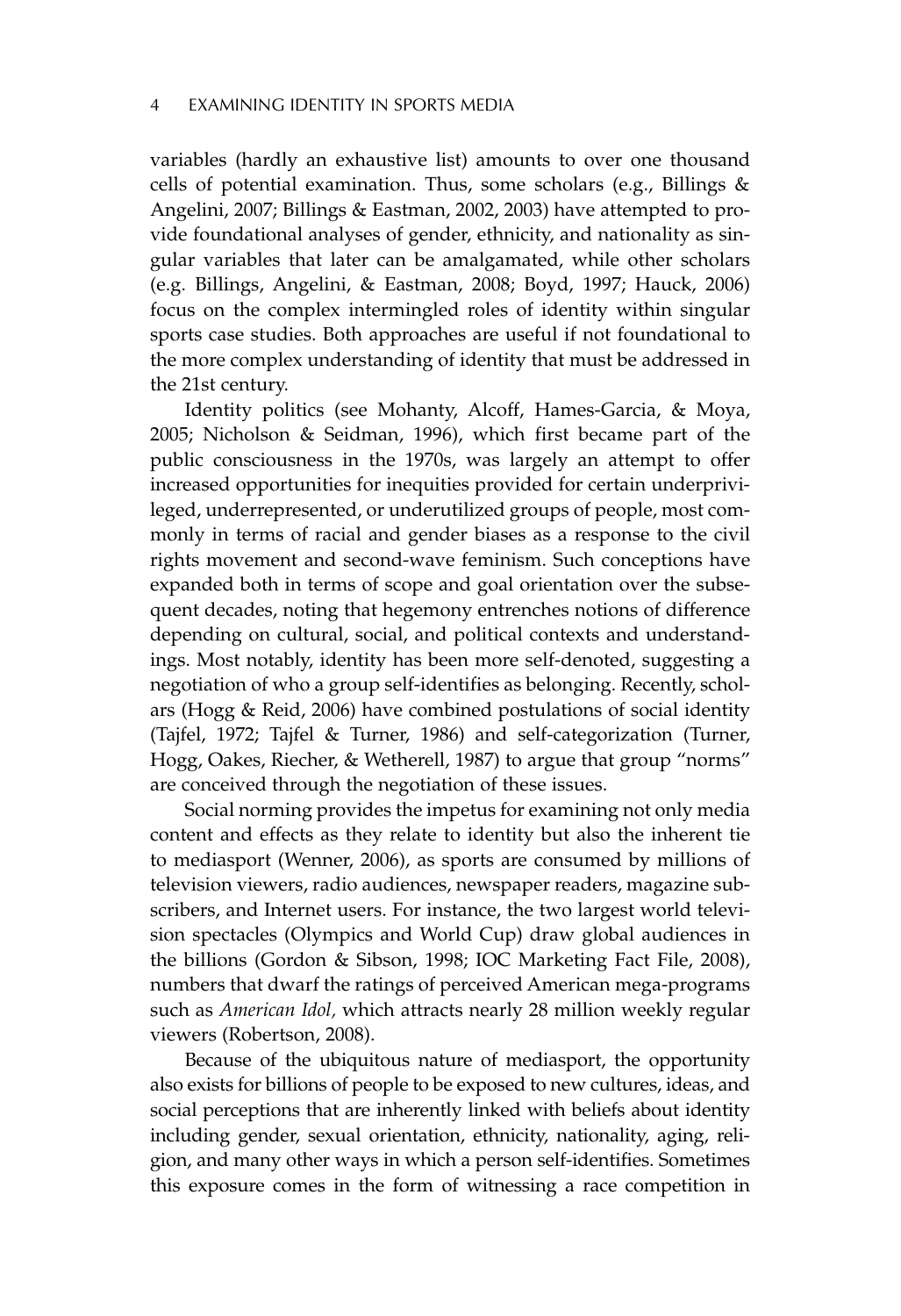variables (hardly an exhaustive list) amounts to over one thousand cells of potential examination. Thus, some scholars (e.g., Billings & Angelini, 2007; Billings & Eastman, 2002, 2003) have attempted to provide foundational analyses of gender, ethnicity, and nationality as singular variables that later can be amalgamated, while other scholars (e.g. Billings, Angelini, & Eastman, 2008; Boyd, 1997; Hauck, 2006) focus on the complex intermingled roles of identity within singular sports case studies. Both approaches are useful if not foundational to the more complex understanding of identity that must be addressed in the 21st century.

Identity politics (see Mohanty, Alcoff, Hames-Garcia, & Moya, 2005; Nicholson & Seidman, 1996), which first became part of the public consciousness in the 1970s, was largely an attempt to offer increased opportunities for inequities provided for certain underprivileged, underrepresented, or underutilized groups of people, most commonly in terms of racial and gender biases as a response to the civil rights movement and second-wave feminism. Such conceptions have expanded both in terms of scope and goal orientation over the subsequent decades, noting that hegemony entrenches notions of difference depending on cultural, social, and political contexts and understandings. Most notably, identity has been more self-denoted, suggesting a negotiation of who a group self-identifies as belonging. Recently, scholars (Hogg & Reid, 2006) have combined postulations of social identity (Tajfel, 1972; Tajfel & Turner, 1986) and self-categorization (Turner, Hogg, Oakes, Riecher, & Wetherell, 1987) to argue that group "norms" are conceived through the negotiation of these issues.

Social norming provides the impetus for examining not only media content and effects as they relate to identity but also the inherent tie to mediasport (Wenner, 2006), as sports are consumed by millions of television viewers, radio audiences, newspaper readers, magazine subscribers, and Internet users. For instance, the two largest world television spectacles (Olympics and World Cup) draw global audiences in the billions (Gordon & Sibson, 1998; IOC Marketing Fact File, 2008), numbers that dwarf the ratings of perceived American mega-programs such as *American Idol,* which attracts nearly 28 million weekly regular viewers (Robertson, 2008).

Because of the ubiquitous nature of mediasport, the opportunity also exists for billions of people to be exposed to new cultures, ideas, and social perceptions that are inherently linked with beliefs about identity including gender, sexual orientation, ethnicity, nationality, aging, religion, and many other ways in which a person self-identifies. Sometimes this exposure comes in the form of witnessing a race competition in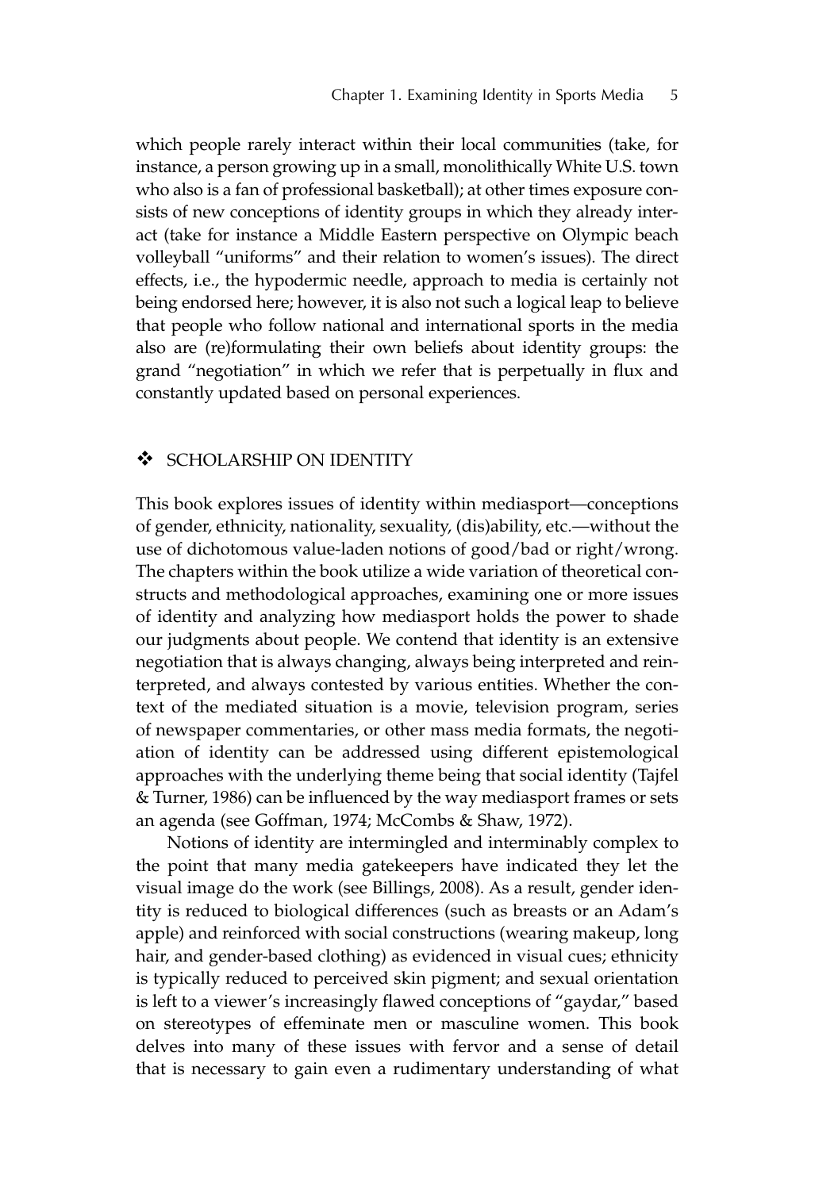which people rarely interact within their local communities (take, for instance, a person growing up in a small, monolithically White U.S. town who also is a fan of professional basketball); at other times exposure consists of new conceptions of identity groups in which they already interact (take for instance a Middle Eastern perspective on Olympic beach volleyball "uniforms" and their relation to women's issues). The direct effects, i.e., the hypodermic needle, approach to media is certainly not being endorsed here; however, it is also not such a logical leap to believe that people who follow national and international sports in the media also are (re)formulating their own beliefs about identity groups: the grand "negotiation" in which we refer that is perpetually in flux and constantly updated based on personal experiences.

## ❖ SCHOLARSHIP ON IDENTITY

This book explores issues of identity within mediasport—conceptions of gender, ethnicity, nationality, sexuality, (dis)ability, etc.—without the use of dichotomous value-laden notions of good/bad or right/wrong. The chapters within the book utilize a wide variation of theoretical constructs and methodological approaches, examining one or more issues of identity and analyzing how mediasport holds the power to shade our judgments about people. We contend that identity is an extensive negotiation that is always changing, always being interpreted and reinterpreted, and always contested by various entities. Whether the context of the mediated situation is a movie, television program, series of newspaper commentaries, or other mass media formats, the negotiation of identity can be addressed using different epistemological approaches with the underlying theme being that social identity (Tajfel & Turner, 1986) can be influenced by the way mediasport frames or sets an agenda (see Goffman, 1974; McCombs & Shaw, 1972).

Notions of identity are intermingled and interminably complex to the point that many media gatekeepers have indicated they let the visual image do the work (see Billings, 2008). As a result, gender identity is reduced to biological differences (such as breasts or an Adam's apple) and reinforced with social constructions (wearing makeup, long hair, and gender-based clothing) as evidenced in visual cues; ethnicity is typically reduced to perceived skin pigment; and sexual orientation is left to a viewer's increasingly flawed conceptions of "gaydar," based on stereotypes of effeminate men or masculine women. This book delves into many of these issues with fervor and a sense of detail that is necessary to gain even a rudimentary understanding of what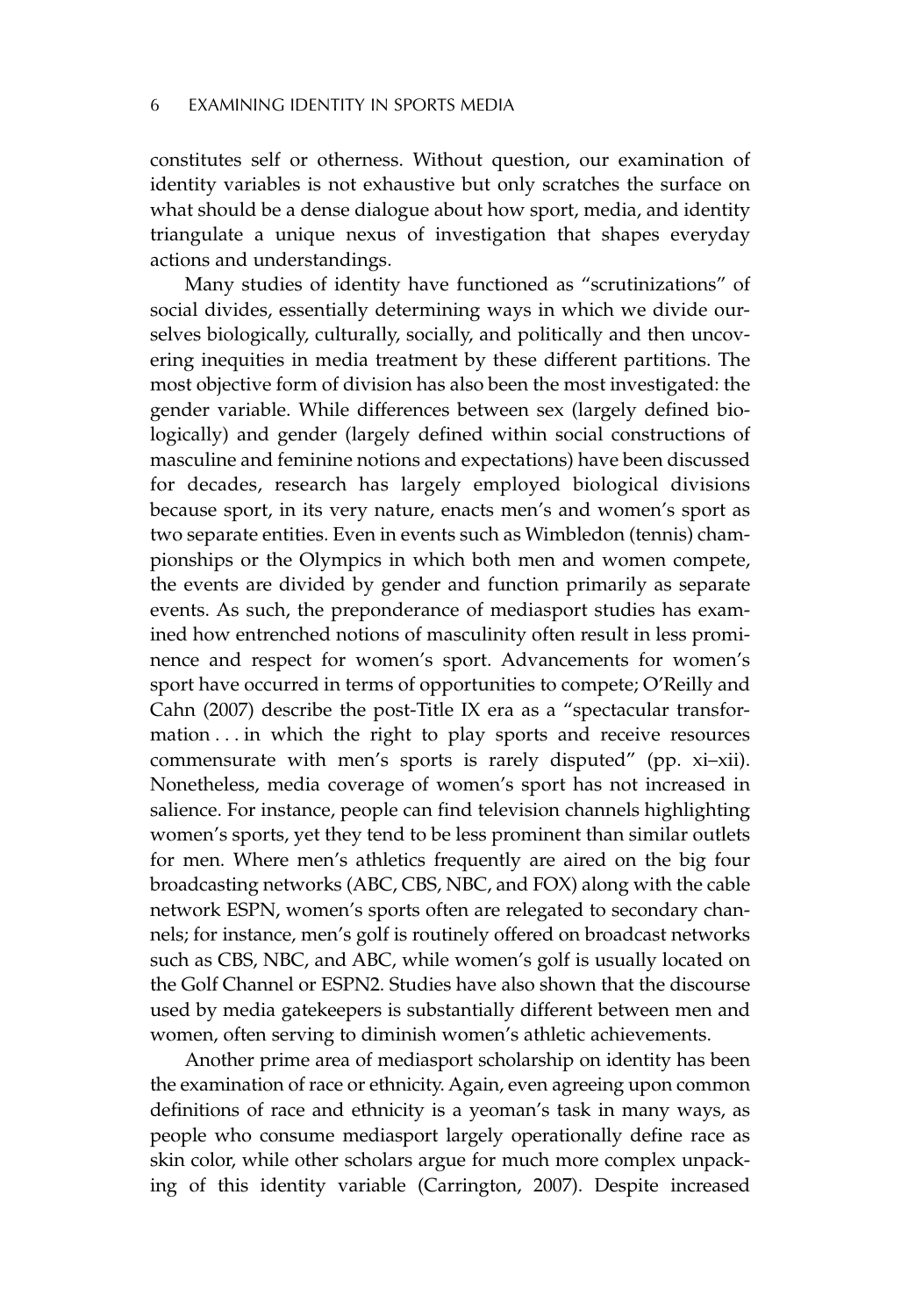constitutes self or otherness. Without question, our examination of identity variables is not exhaustive but only scratches the surface on what should be a dense dialogue about how sport, media, and identity triangulate a unique nexus of investigation that shapes everyday actions and understandings.

Many studies of identity have functioned as "scrutinizations" of social divides, essentially determining ways in which we divide ourselves biologically, culturally, socially, and politically and then uncovering inequities in media treatment by these different partitions. The most objective form of division has also been the most investigated: the gender variable. While differences between sex (largely defined biologically) and gender (largely defined within social constructions of masculine and feminine notions and expectations) have been discussed for decades, research has largely employed biological divisions because sport, in its very nature, enacts men's and women's sport as two separate entities. Even in events such as Wimbledon (tennis) championships or the Olympics in which both men and women compete, the events are divided by gender and function primarily as separate events. As such, the preponderance of mediasport studies has examined how entrenched notions of masculinity often result in less prominence and respect for women's sport. Advancements for women's sport have occurred in terms of opportunities to compete; O'Reilly and Cahn (2007) describe the post-Title IX era as a "spectacular transformation . . . in which the right to play sports and receive resources commensurate with men's sports is rarely disputed" (pp. xi–xii). Nonetheless, media coverage of women's sport has not increased in salience. For instance, people can find television channels highlighting women's sports, yet they tend to be less prominent than similar outlets for men. Where men's athletics frequently are aired on the big four broadcasting networks (ABC, CBS, NBC, and FOX) along with the cable network ESPN, women's sports often are relegated to secondary channels; for instance, men's golf is routinely offered on broadcast networks such as CBS, NBC, and ABC, while women's golf is usually located on the Golf Channel or ESPN2. Studies have also shown that the discourse used by media gatekeepers is substantially different between men and women, often serving to diminish women's athletic achievements.

Another prime area of mediasport scholarship on identity has been the examination of race or ethnicity. Again, even agreeing upon common definitions of race and ethnicity is a yeoman's task in many ways, as people who consume mediasport largely operationally define race as skin color, while other scholars argue for much more complex unpacking of this identity variable (Carrington, 2007). Despite increased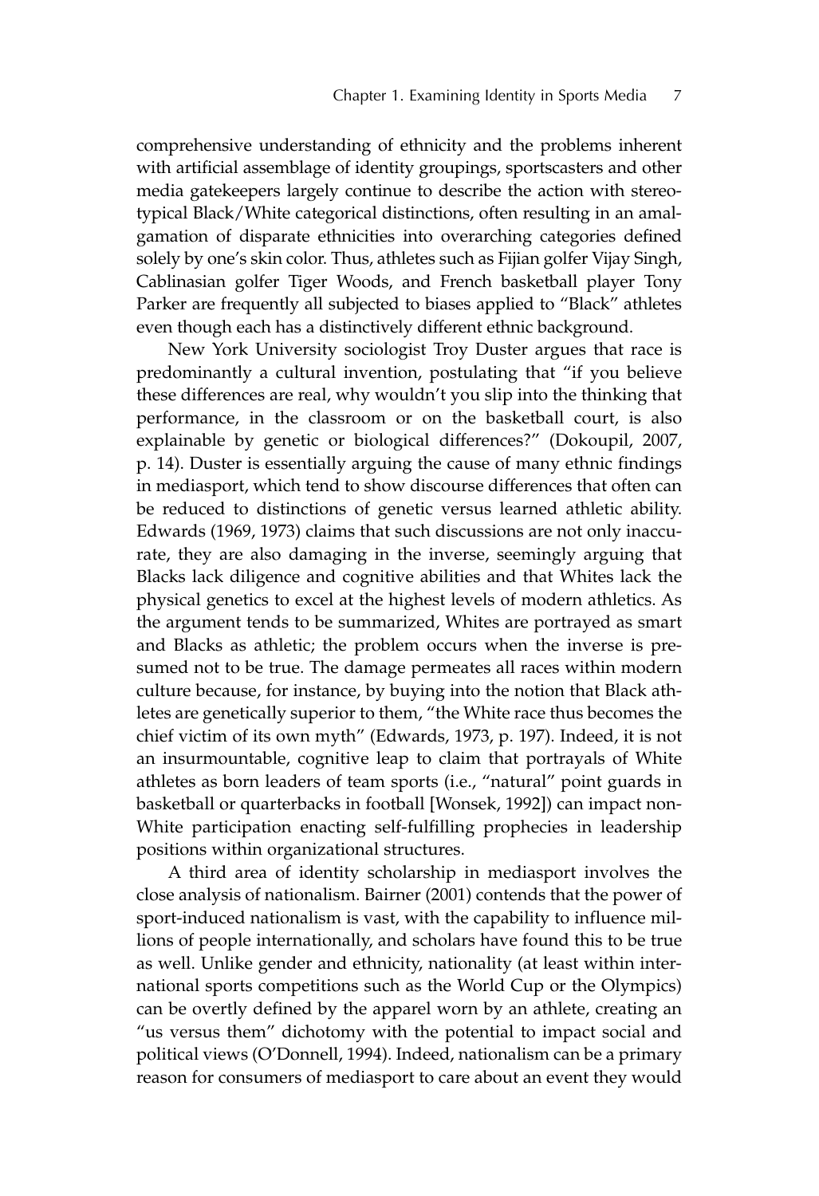comprehensive understanding of ethnicity and the problems inherent with artificial assemblage of identity groupings, sportscasters and other media gatekeepers largely continue to describe the action with stereotypical Black/White categorical distinctions, often resulting in an amalgamation of disparate ethnicities into overarching categories defined solely by one's skin color. Thus, athletes such as Fijian golfer Vijay Singh, Cablinasian golfer Tiger Woods, and French basketball player Tony Parker are frequently all subjected to biases applied to "Black" athletes even though each has a distinctively different ethnic background.

New York University sociologist Troy Duster argues that race is predominantly a cultural invention, postulating that "if you believe these differences are real, why wouldn't you slip into the thinking that performance, in the classroom or on the basketball court, is also explainable by genetic or biological differences?" (Dokoupil, 2007, p. 14). Duster is essentially arguing the cause of many ethnic findings in mediasport, which tend to show discourse differences that often can be reduced to distinctions of genetic versus learned athletic ability. Edwards (1969, 1973) claims that such discussions are not only inaccurate, they are also damaging in the inverse, seemingly arguing that Blacks lack diligence and cognitive abilities and that Whites lack the physical genetics to excel at the highest levels of modern athletics. As the argument tends to be summarized, Whites are portrayed as smart and Blacks as athletic; the problem occurs when the inverse is presumed not to be true. The damage permeates all races within modern culture because, for instance, by buying into the notion that Black athletes are genetically superior to them, "the White race thus becomes the chief victim of its own myth" (Edwards, 1973, p. 197). Indeed, it is not an insurmountable, cognitive leap to claim that portrayals of White athletes as born leaders of team sports (i.e., "natural" point guards in basketball or quarterbacks in football [Wonsek, 1992]) can impact non-White participation enacting self-fulfilling prophecies in leadership positions within organizational structures.

A third area of identity scholarship in mediasport involves the close analysis of nationalism. Bairner (2001) contends that the power of sport-induced nationalism is vast, with the capability to influence millions of people internationally, and scholars have found this to be true as well. Unlike gender and ethnicity, nationality (at least within international sports competitions such as the World Cup or the Olympics) can be overtly defined by the apparel worn by an athlete, creating an "us versus them" dichotomy with the potential to impact social and political views (O'Donnell, 1994). Indeed, nationalism can be a primary reason for consumers of mediasport to care about an event they would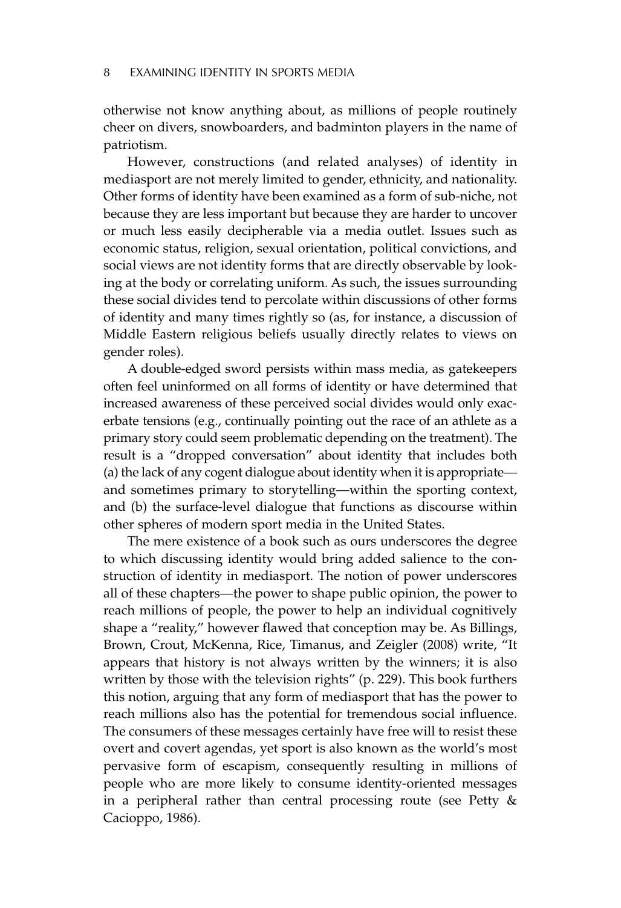otherwise not know anything about, as millions of people routinely cheer on divers, snowboarders, and badminton players in the name of patriotism.

However, constructions (and related analyses) of identity in mediasport are not merely limited to gender, ethnicity, and nationality. Other forms of identity have been examined as a form of sub-niche, not because they are less important but because they are harder to uncover or much less easily decipherable via a media outlet. Issues such as economic status, religion, sexual orientation, political convictions, and social views are not identity forms that are directly observable by looking at the body or correlating uniform. As such, the issues surrounding these social divides tend to percolate within discussions of other forms of identity and many times rightly so (as, for instance, a discussion of Middle Eastern religious beliefs usually directly relates to views on gender roles).

A double-edged sword persists within mass media, as gatekeepers often feel uninformed on all forms of identity or have determined that increased awareness of these perceived social divides would only exacerbate tensions (e.g., continually pointing out the race of an athlete as a primary story could seem problematic depending on the treatment). The result is a "dropped conversation" about identity that includes both (a) the lack of any cogent dialogue about identity when it is appropriate—and sometimes primary to storytelling—within the sporting context, and (b) the surface-level dialogue that functions as discourse within other spheres of modern sport media in the United States.

The mere existence of a book such as ours underscores the degree to which discussing identity would bring added salience to the construction of identity in mediasport. The notion of power underscores all of these chapters—the power to shape public opinion, the power to reach millions of people, the power to help an individual cognitively shape a "reality," however flawed that conception may be. As Billings, Brown, Crout, McKenna, Rice, Timanus, and Zeigler (2008) write, "It appears that history is not always written by the winners; it is also written by those with the television rights" (p. 229). This book furthers this notion, arguing that any form of mediasport that has the power to reach millions also has the potential for tremendous social influence. The consumers of these messages certainly have free will to resist these overt and covert agendas, yet sport is also known as the world's most pervasive form of escapism, consequently resulting in millions of people who are more likely to consume identity-oriented messages in a peripheral rather than central processing route (see Petty & Cacioppo, 1986).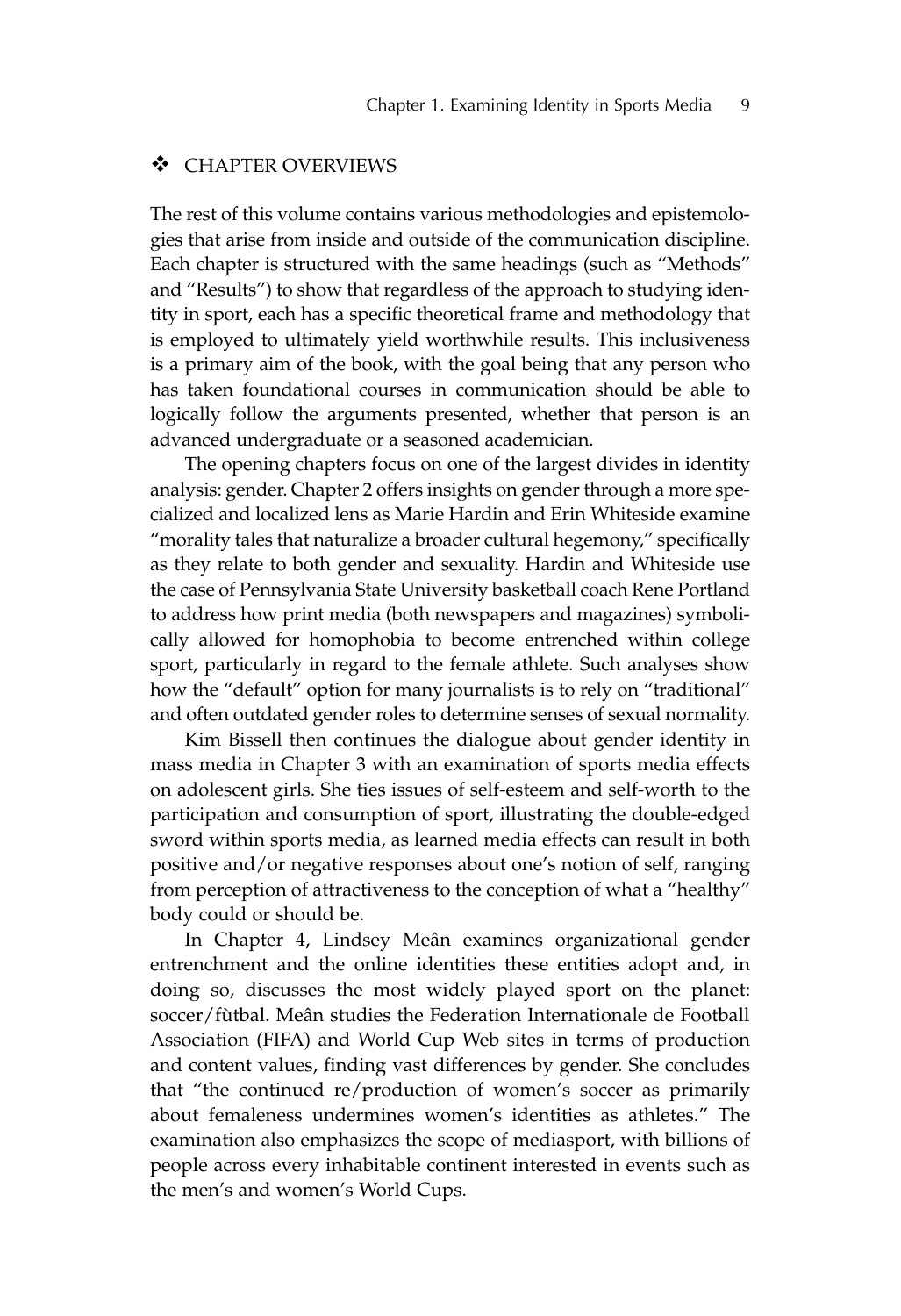## ❖ CHAPTER OVERVIEWS

The rest of this volume contains various methodologies and epistemologies that arise from inside and outside of the communication discipline. Each chapter is structured with the same headings (such as "Methods" and "Results") to show that regardless of the approach to studying identity in sport, each has a specific theoretical frame and methodology that is employed to ultimately yield worthwhile results. This inclusiveness is a primary aim of the book, with the goal being that any person who has taken foundational courses in communication should be able to logically follow the arguments presented, whether that person is an advanced undergraduate or a seasoned academician.

The opening chapters focus on one of the largest divides in identity analysis: gender. Chapter 2 offers insights on gender through a more specialized and localized lens as Marie Hardin and Erin Whiteside examine "morality tales that naturalize a broader cultural hegemony," specifically as they relate to both gender and sexuality. Hardin and Whiteside use the case of Pennsylvania State University basketball coach Rene Portland to address how print media (both newspapers and magazines) symbolically allowed for homophobia to become entrenched within college sport, particularly in regard to the female athlete. Such analyses show how the "default" option for many journalists is to rely on "traditional" and often outdated gender roles to determine senses of sexual normality.

Kim Bissell then continues the dialogue about gender identity in mass media in Chapter 3 with an examination of sports media effects on adolescent girls. She ties issues of self-esteem and self-worth to the participation and consumption of sport, illustrating the double-edged sword within sports media, as learned media effects can result in both positive and/or negative responses about one's notion of self, ranging from perception of attractiveness to the conception of what a "healthy" body could or should be.

In Chapter 4, Lindsey Meân examines organizational gender entrenchment and the online identities these entities adopt and, in doing so, discusses the most widely played sport on the planet: soccer/fùtbal. Meân studies the Federation Internationale de Football Association (FIFA) and World Cup Web sites in terms of production and content values, finding vast differences by gender. She concludes that "the continued re/production of women's soccer as primarily about femaleness undermines women's identities as athletes." The examination also emphasizes the scope of mediasport, with billions of people across every inhabitable continent interested in events such as the men's and women's World Cups.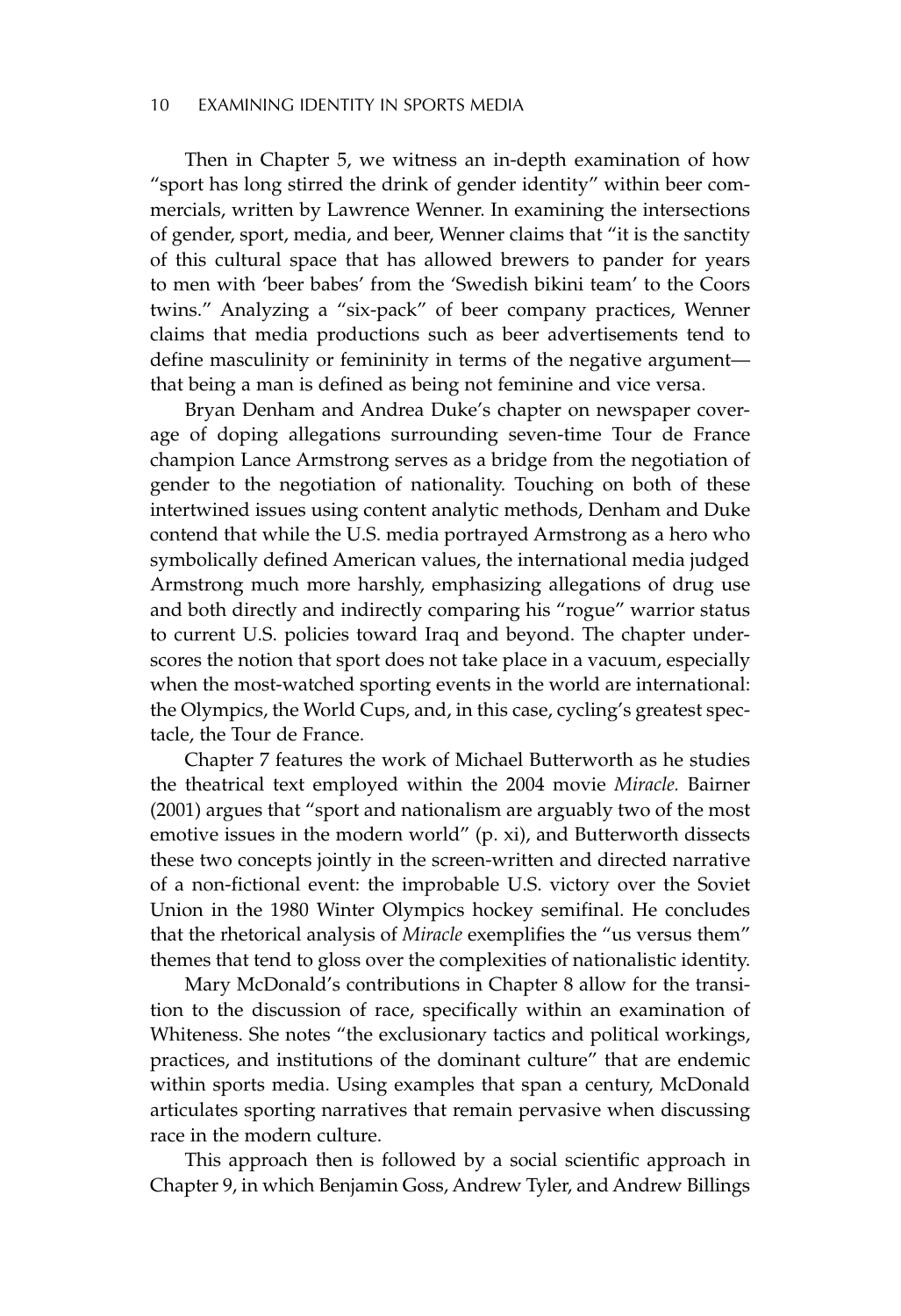Then in Chapter 5, we witness an in-depth examination of how "sport has long stirred the drink of gender identity" within beer commercials, written by Lawrence Wenner. In examining the intersections of gender, sport, media, and beer, Wenner claims that "it is the sanctity of this cultural space that has allowed brewers to pander for years to men with 'beer babes' from the 'Swedish bikini team' to the Coors twins." Analyzing a "six-pack" of beer company practices, Wenner claims that media productions such as beer advertisements tend to define masculinity or femininity in terms of the negative argument—that being a man is defined as being not feminine and vice versa.

Bryan Denham and Andrea Duke's chapter on newspaper coverage of doping allegations surrounding seven-time Tour de France champion Lance Armstrong serves as a bridge from the negotiation of gender to the negotiation of nationality. Touching on both of these intertwined issues using content analytic methods, Denham and Duke contend that while the U.S. media portrayed Armstrong as a hero who symbolically defined American values, the international media judged Armstrong much more harshly, emphasizing allegations of drug use and both directly and indirectly comparing his "rogue" warrior status to current U.S. policies toward Iraq and beyond. The chapter underscores the notion that sport does not take place in a vacuum, especially when the most-watched sporting events in the world are international: the Olympics, the World Cups, and, in this case, cycling's greatest spectacle, the Tour de France.

Chapter 7 features the work of Michael Butterworth as he studies the theatrical text employed within the 2004 movie *Miracle.* Bairner (2001) argues that "sport and nationalism are arguably two of the most emotive issues in the modern world" (p. xi), and Butterworth dissects these two concepts jointly in the screen-written and directed narrative of a non-fictional event: the improbable U.S. victory over the Soviet Union in the 1980 Winter Olympics hockey semifinal. He concludes that the rhetorical analysis of *Miracle* exemplifies the "us versus them" themes that tend to gloss over the complexities of nationalistic identity.

Mary McDonald's contributions in Chapter 8 allow for the transition to the discussion of race, specifically within an examination of Whiteness. She notes "the exclusionary tactics and political workings, practices, and institutions of the dominant culture" that are endemic within sports media. Using examples that span a century, McDonald articulates sporting narratives that remain pervasive when discussing race in the modern culture.

This approach then is followed by a social scientific approach in Chapter 9, in which Benjamin Goss, Andrew Tyler, and Andrew Billings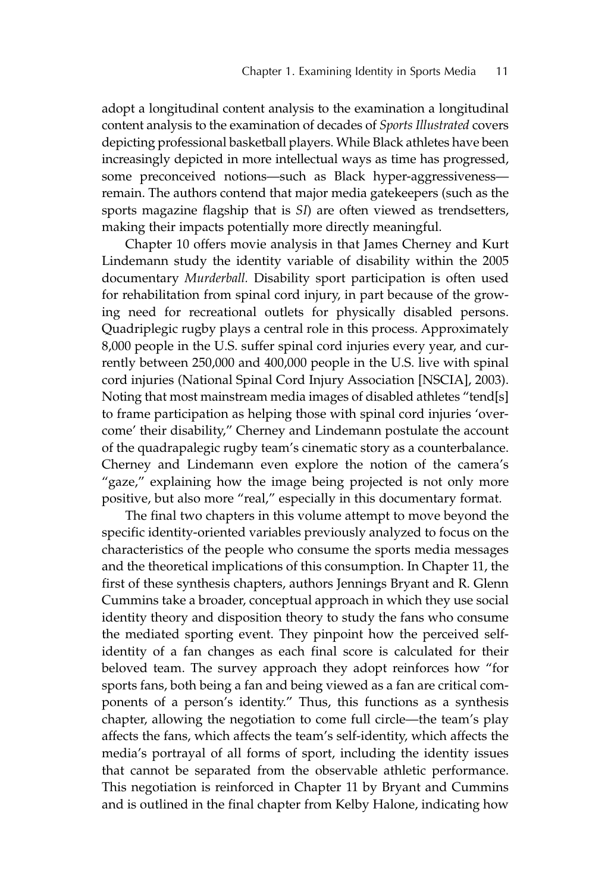adopt a longitudinal content analysis to the examination a longitudinal content analysis to the examination of decades of *Sports Illustrated* covers depicting professional basketball players. While Black athletes have been increasingly depicted in more intellectual ways as time has progressed, some preconceived notions—such as Black hyper-aggressiveness—remain. The authors contend that major media gatekeepers (such as the sports magazine flagship that is *SI*) are often viewed as trendsetters, making their impacts potentially more directly meaningful.

Chapter 10 offers movie analysis in that James Cherney and Kurt Lindemann study the identity variable of disability within the 2005 documentary *Murderball.* Disability sport participation is often used for rehabilitation from spinal cord injury, in part because of the growing need for recreational outlets for physically disabled persons. Quadriplegic rugby plays a central role in this process. Approximately 8,000 people in the U.S. suffer spinal cord injuries every year, and currently between 250,000 and 400,000 people in the U.S. live with spinal cord injuries (National Spinal Cord Injury Association [NSCIA], 2003). Noting that most mainstream media images of disabled athletes "tend[s] to frame participation as helping those with spinal cord injuries 'overcome' their disability," Cherney and Lindemann postulate the account of the quadrapalegic rugby team's cinematic story as a counterbalance. Cherney and Lindemann even explore the notion of the camera's "gaze," explaining how the image being projected is not only more positive, but also more "real," especially in this documentary format.

The final two chapters in this volume attempt to move beyond the specific identity-oriented variables previously analyzed to focus on the characteristics of the people who consume the sports media messages and the theoretical implications of this consumption. In Chapter 11, the first of these synthesis chapters, authors Jennings Bryant and R. Glenn Cummins take a broader, conceptual approach in which they use social identity theory and disposition theory to study the fans who consume the mediated sporting event. They pinpoint how the perceived self-identity of a fan changes as each final score is calculated for their beloved team. The survey approach they adopt reinforces how "for sports fans, both being a fan and being viewed as a fan are critical components of a person's identity." Thus, this functions as a synthesis chapter, allowing the negotiation to come full circle—the team's play affects the fans, which affects the team's self-identity, which affects the media's portrayal of all forms of sport, including the identity issues that cannot be separated from the observable athletic performance. This negotiation is reinforced in Chapter 11 by Bryant and Cummins and is outlined in the final chapter from Kelby Halone, indicating how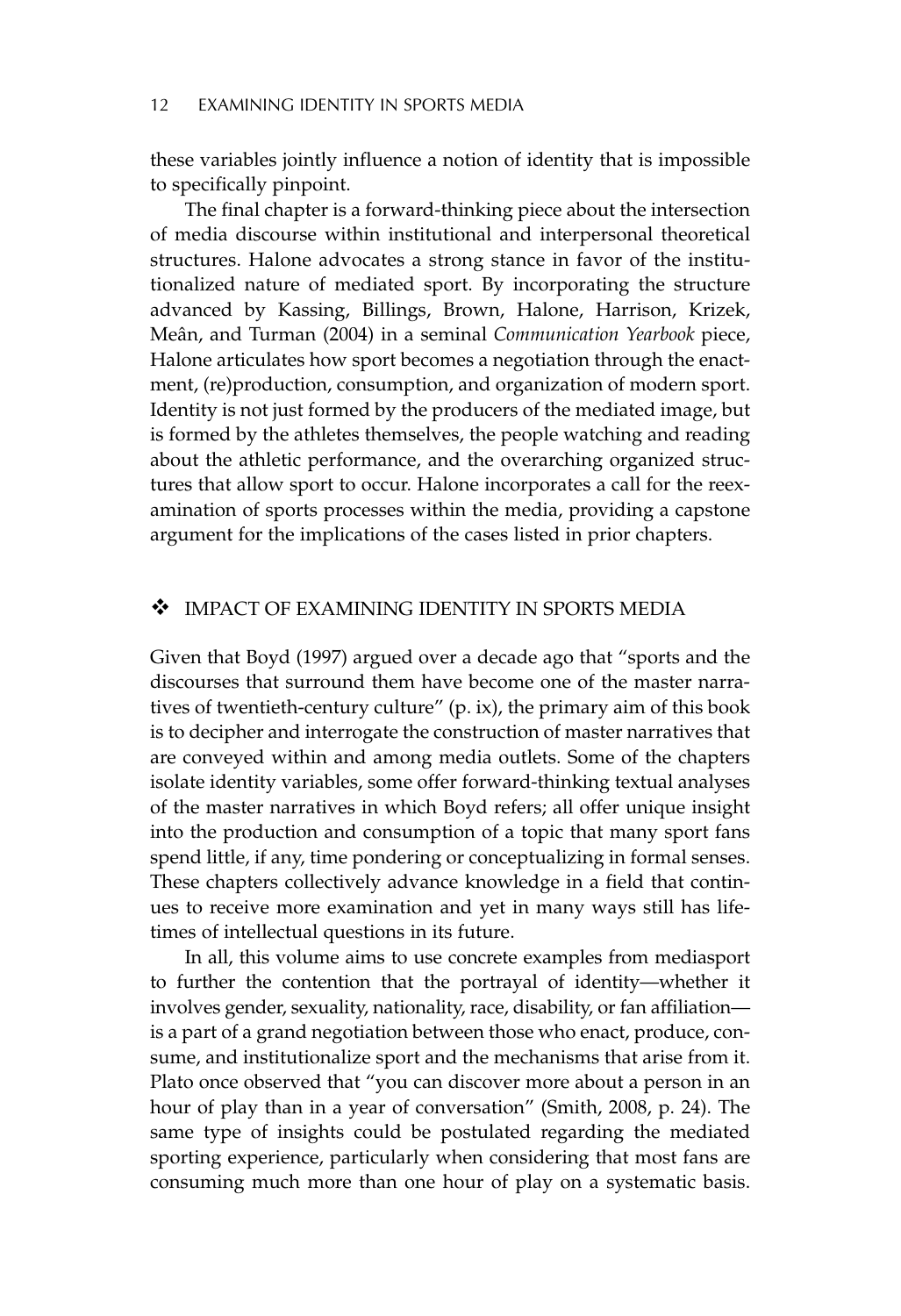these variables jointly influence a notion of identity that is impossible to specifically pinpoint.

The final chapter is a forward-thinking piece about the intersection of media discourse within institutional and interpersonal theoretical structures. Halone advocates a strong stance in favor of the institutionalized nature of mediated sport. By incorporating the structure advanced by Kassing, Billings, Brown, Halone, Harrison, Krizek, Meân, and Turman (2004) in a seminal *Communication Yearbook* piece, Halone articulates how sport becomes a negotiation through the enactment, (re)production, consumption, and organization of modern sport. Identity is not just formed by the producers of the mediated image, but is formed by the athletes themselves, the people watching and reading about the athletic performance, and the overarching organized structures that allow sport to occur. Halone incorporates a call for the reexamination of sports processes within the media, providing a capstone argument for the implications of the cases listed in prior chapters.

## ❖ IMPACT OF EXAMINING IDENTITY IN SPORTS MEDIA

Given that Boyd (1997) argued over a decade ago that "sports and the discourses that surround them have become one of the master narratives of twentieth-century culture" (p. ix), the primary aim of this book is to decipher and interrogate the construction of master narratives that are conveyed within and among media outlets. Some of the chapters isolate identity variables, some offer forward-thinking textual analyses of the master narratives in which Boyd refers; all offer unique insight into the production and consumption of a topic that many sport fans spend little, if any, time pondering or conceptualizing in formal senses. These chapters collectively advance knowledge in a field that continues to receive more examination and yet in many ways still has lifetimes of intellectual questions in its future.

In all, this volume aims to use concrete examples from mediasport to further the contention that the portrayal of identity—whether it involves gender, sexuality, nationality, race, disability, or fan affiliation—is a part of a grand negotiation between those who enact, produce, consume, and institutionalize sport and the mechanisms that arise from it. Plato once observed that "you can discover more about a person in an hour of play than in a year of conversation" (Smith, 2008, p. 24). The same type of insights could be postulated regarding the mediated sporting experience, particularly when considering that most fans are consuming much more than one hour of play on a systematic basis.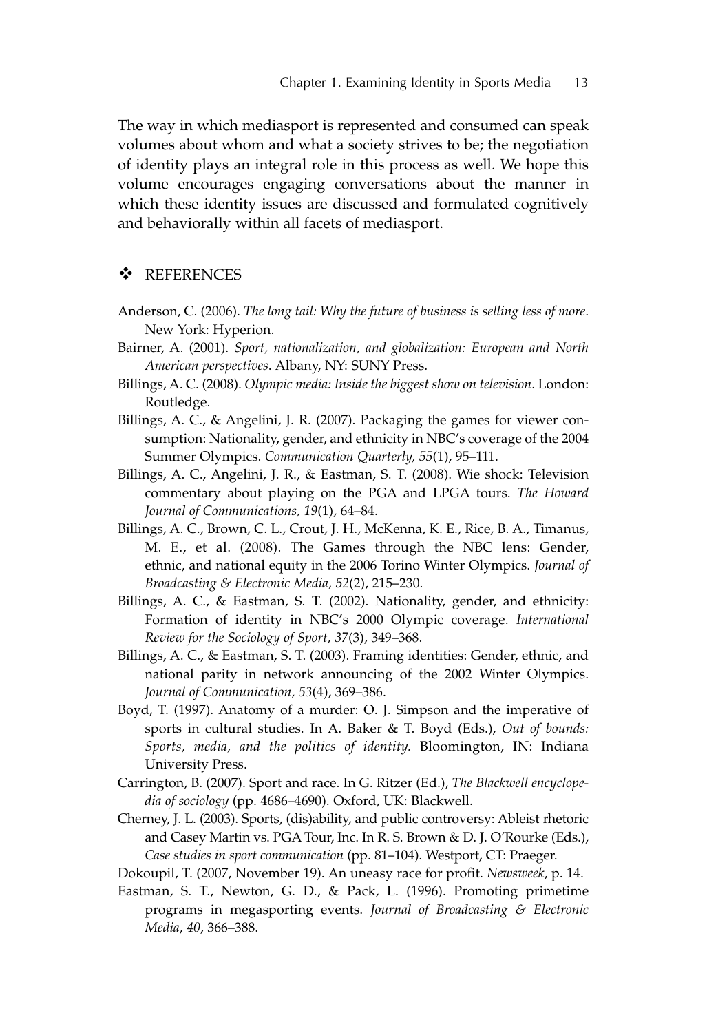The way in which mediasport is represented and consumed can speak volumes about whom and what a society strives to be; the negotiation of identity plays an integral role in this process as well. We hope this volume encourages engaging conversations about the manner in which these identity issues are discussed and formulated cognitively and behaviorally within all facets of mediasport.

## ❖ REFERENCES

Anderson, C. (2006). *The long tail: Why the future of business is selling less of more*. New York: Hyperion.

Bairner, A. (2001). *Sport, nationalization, and globalization: European and North American perspectives*. Albany, NY: SUNY Press.

Billings, A. C. (2008). *Olympic media: Inside the biggest show on television*. London: Routledge.

Billings, A. C., & Angelini, J. R. (2007). Packaging the games for viewer consumption: Nationality, gender, and ethnicity in NBC's coverage of the 2004 Summer Olympics. *Communication Quarterly, 55*(1), 95–111.

Billings, A. C., Angelini, J. R., & Eastman, S. T. (2008). Wie shock: Television commentary about playing on the PGA and LPGA tours. *The Howard Journal of Communications, 19*(1), 64–84.

Billings, A. C., Brown, C. L., Crout, J. H., McKenna, K. E., Rice, B. A., Timanus, M. E., et al. (2008). The Games through the NBC lens: Gender, ethnic, and national equity in the 2006 Torino Winter Olympics. *Journal of Broadcasting & Electronic Media, 52*(2), 215–230.

Billings, A. C., & Eastman, S. T. (2002). Nationality, gender, and ethnicity: Formation of identity in NBC's 2000 Olympic coverage. *International Review for the Sociology of Sport, 37*(3), 349–368.

Billings, A. C., & Eastman, S. T. (2003). Framing identities: Gender, ethnic, and national parity in network announcing of the 2002 Winter Olympics. *Journal of Communication, 53*(4), 369–386.

Boyd, T. (1997). Anatomy of a murder: O. J. Simpson and the imperative of sports in cultural studies. In A. Baker & T. Boyd (Eds.), *Out of bounds: Sports, media, and the politics of identity.* Bloomington, IN: Indiana University Press.

Carrington, B. (2007). Sport and race. In G. Ritzer (Ed.), *The Blackwell encyclopedia of sociology* (pp. 4686–4690). Oxford, UK: Blackwell.

Cherney, J. L. (2003). Sports, (dis)ability, and public controversy: Ableist rhetoric and Casey Martin vs. PGA Tour, Inc. In R. S. Brown & D. J. O'Rourke (Eds.), *Case studies in sport communication* (pp. 81–104). Westport, CT: Praeger.

Dokoupil, T. (2007, November 19). An uneasy race for profit. *Newsweek*, p. 14.

Eastman, S. T., Newton, G. D., & Pack, L. (1996). Promoting primetime programs in megasporting events. *Journal of Broadcasting & Electronic Media*, *40*, 366–388.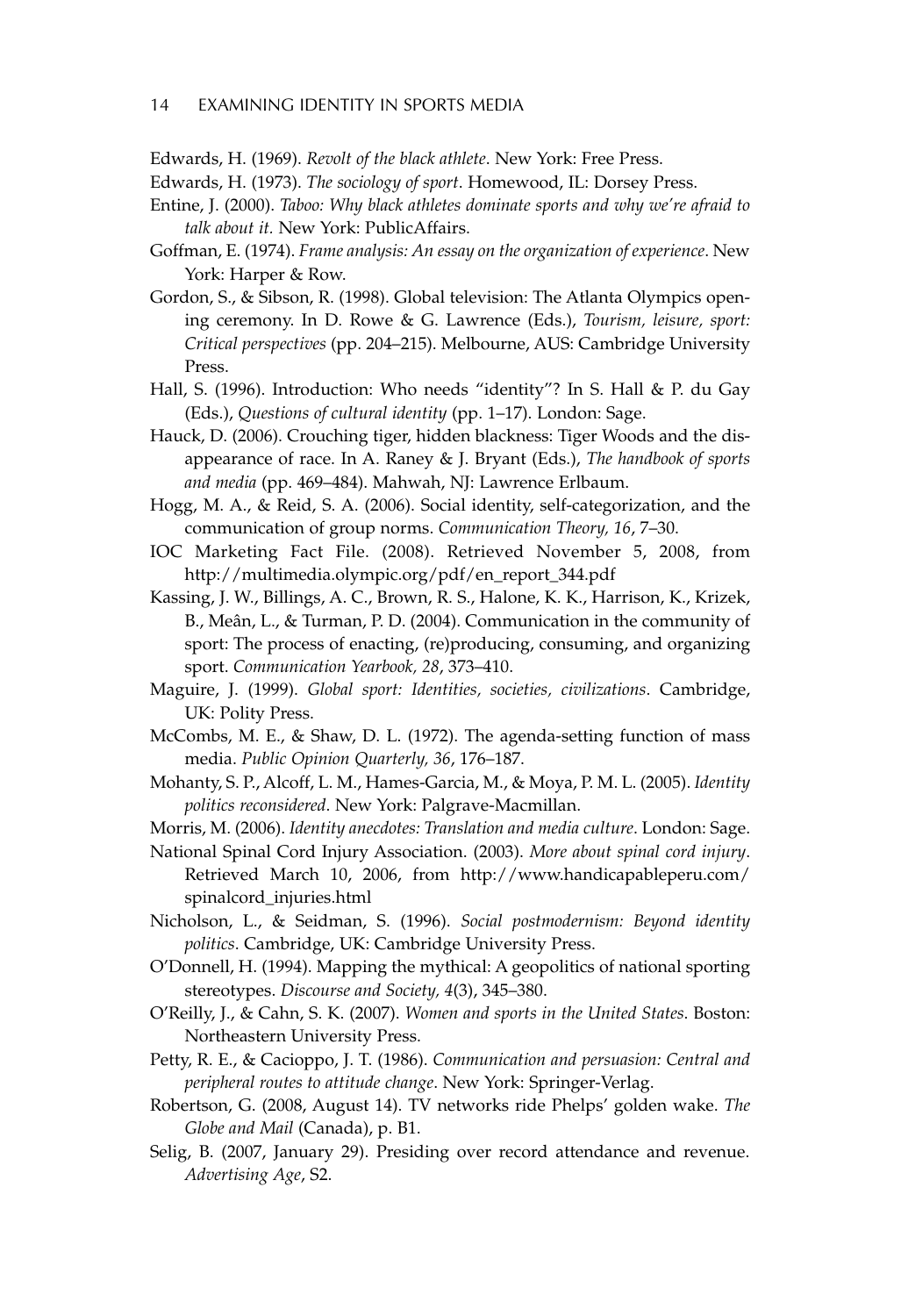Edwards, H. (1969). *Revolt of the black athlete*. New York: Free Press.

Edwards, H. (1973). *The sociology of sport*. Homewood, IL: Dorsey Press.

Entine, J. (2000). *Taboo: Why black athletes dominate sports and why we're afraid to talk about it*. New York: PublicAffairs.

Goffman, E. (1974). *Frame analysis: An essay on the organization of experience*. New York: Harper & Row.

Gordon, S., & Sibson, R. (1998). Global television: The Atlanta Olympics opening ceremony. In D. Rowe & G. Lawrence (Eds.), *Tourism, leisure, sport: Critical perspectives* (pp. 204–215). Melbourne, AUS: Cambridge University Press.

Hall, S. (1996). Introduction: Who needs "identity"? In S. Hall & P. du Gay (Eds.), *Questions of cultural identity* (pp. 1–17). London: Sage.

Hauck, D. (2006). Crouching tiger, hidden blackness: Tiger Woods and the disappearance of race. In A. Raney & J. Bryant (Eds.), *The handbook of sports and media* (pp. 469–484). Mahwah, NJ: Lawrence Erlbaum.

Hogg, M. A., & Reid, S. A. (2006). Social identity, self-categorization, and the communication of group norms. *Communication Theory, 16*, 7–30.

IOC Marketing Fact File. (2008). Retrieved November 5, 2008, from http://multimedia.olympic.org/pdf/en_report_344.pdf

Kassing, J. W., Billings, A. C., Brown, R. S., Halone, K. K., Harrison, K., Krizek, B., Meân, L., & Turman, P. D. (2004). Communication in the community of sport: The process of enacting, (re)producing, consuming, and organizing sport. *Communication Yearbook, 28*, 373–410.

Maguire, J. (1999). *Global sport: Identities, societies, civilizations*. Cambridge, UK: Polity Press.

McCombs, M. E., & Shaw, D. L. (1972). The agenda-setting function of mass media. *Public Opinion Quarterly, 36*, 176–187.

Mohanty, S. P., Alcoff, L. M., Hames-Garcia, M., & Moya, P. M. L. (2005). *Identity politics reconsidered*. New York: Palgrave-Macmillan.

Morris, M. (2006). *Identity anecdotes: Translation and media culture*. London: Sage.

National Spinal Cord Injury Association. (2003). *More about spinal cord injury*. Retrieved March 10, 2006, from http://www.handicapableperu.com/spinalcord_injuries.html

Nicholson, L., & Seidman, S. (1996). *Social postmodernism: Beyond identity politics*. Cambridge, UK: Cambridge University Press.

O'Donnell, H. (1994). Mapping the mythical: A geopolitics of national sporting stereotypes. *Discourse and Society, 4*(3), 345–380.

O'Reilly, J., & Cahn, S. K. (2007). *Women and sports in the United States*. Boston: Northeastern University Press.

Petty, R. E., & Cacioppo, J. T. (1986). *Communication and persuasion: Central and peripheral routes to attitude change*. New York: Springer-Verlag.

Robertson, G. (2008, August 14). TV networks ride Phelps' golden wake. *The Globe and Mail* (Canada), p. B1.

Selig, B. (2007, January 29). Presiding over record attendance and revenue. *Advertising Age*, S2.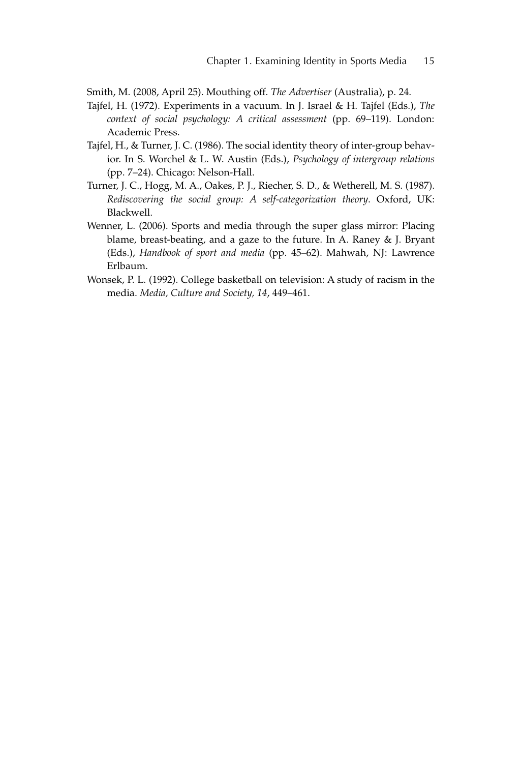Smith, M. (2008, April 25). Mouthing off. *The Advertiser* (Australia), p. 24.

Tajfel, H. (1972). Experiments in a vacuum. In J. Israel & H. Tajfel (Eds.), *The context of social psychology: A critical assessment* (pp. 69–119). London: Academic Press.

Tajfel, H., & Turner, J. C. (1986). The social identity theory of inter-group behavior. In S. Worchel & L. W. Austin (Eds.), *Psychology of intergroup relations* (pp. 7–24). Chicago: Nelson-Hall.

Turner, J. C., Hogg, M. A., Oakes, P. J., Riecher, S. D., & Wetherell, M. S. (1987). *Rediscovering the social group: A self-categorization theory*. Oxford, UK: Blackwell.

Wenner, L. (2006). Sports and media through the super glass mirror: Placing blame, breast-beating, and a gaze to the future. In A. Raney & J. Bryant (Eds.), *Handbook of sport and media* (pp. 45–62). Mahwah, NJ: Lawrence Erlbaum.

Wonsek, P. L. (1992). College basketball on television: A study of racism in the media. *Media, Culture and Society, 14*, 449–461.